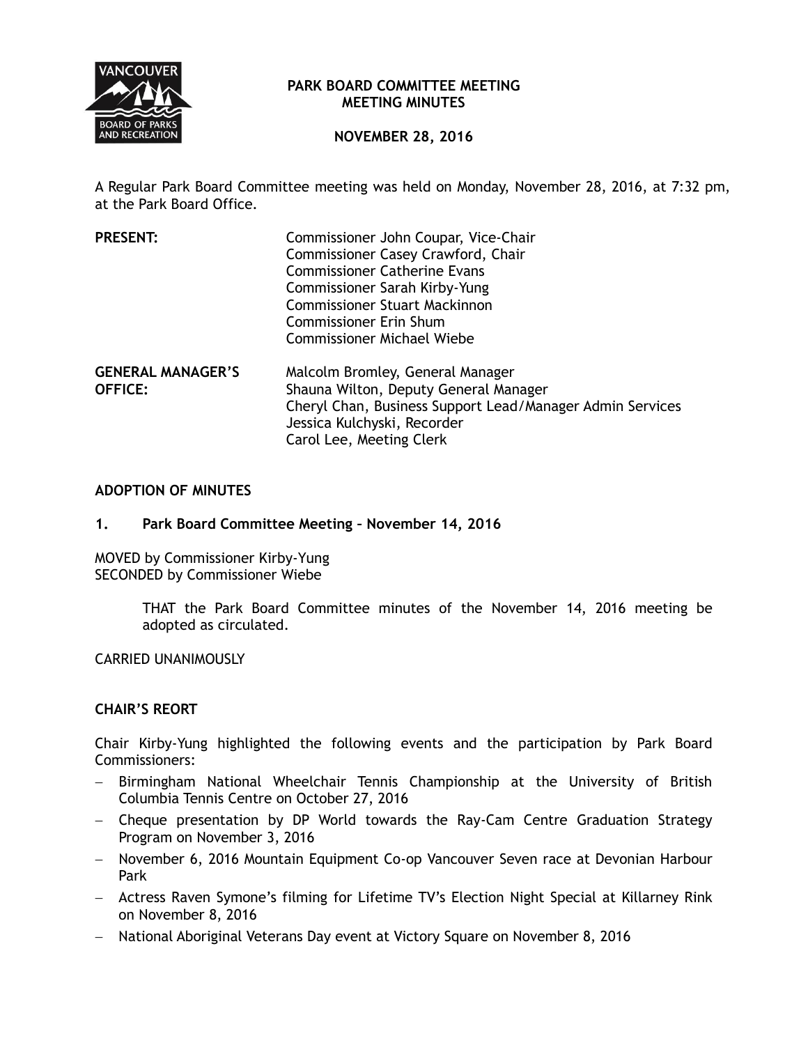# PARK BOARD COMMITTEE MEETING
## MEETING MINUTES

**NOVEMBER 28, 2016**

A Regular Park Board Committee meeting was held on Monday, November 28, 2016, at 7:32 pm, at the Park Board Office.

**PRESENT:**

Commissioner John Coupar, Vice-Chair
Commissioner Casey Crawford, Chair
Commissioner Catherine Evans
Commissioner Sarah Kirby-Yung
Commissioner Stuart Mackinnon
Commissioner Erin Shum
Commissioner Michael Wiebe

**GENERAL MANAGER'S OFFICE:**

Malcolm Bromley, General Manager
Shauna Wilton, Deputy General Manager
Cheryl Chan, Business Support Lead/Manager Admin Services
Jessica Kulchyski, Recorder
Carol Lee, Meeting Clerk

## ADOPTION OF MINUTES

### 1. Park Board Committee Meeting – November 14, 2016

MOVED by Commissioner Kirby-Yung
SECONDED by Commissioner Wiebe

> THAT the Park Board Committee minutes of the November 14, 2016 meeting be adopted as circulated.

CARRIED UNANIMOUSLY

## CHAIR'S REORT

Chair Kirby-Yung highlighted the following events and the participation by Park Board Commissioners:

- Birmingham National Wheelchair Tennis Championship at the University of British Columbia Tennis Centre on October 27, 2016
- Cheque presentation by DP World towards the Ray-Cam Centre Graduation Strategy Program on November 3, 2016
- November 6, 2016 Mountain Equipment Co-op Vancouver Seven race at Devonian Harbour Park
- Actress Raven Symone's filming for Lifetime TV's Election Night Special at Killarney Rink on November 8, 2016
- National Aboriginal Veterans Day event at Victory Square on November 8, 2016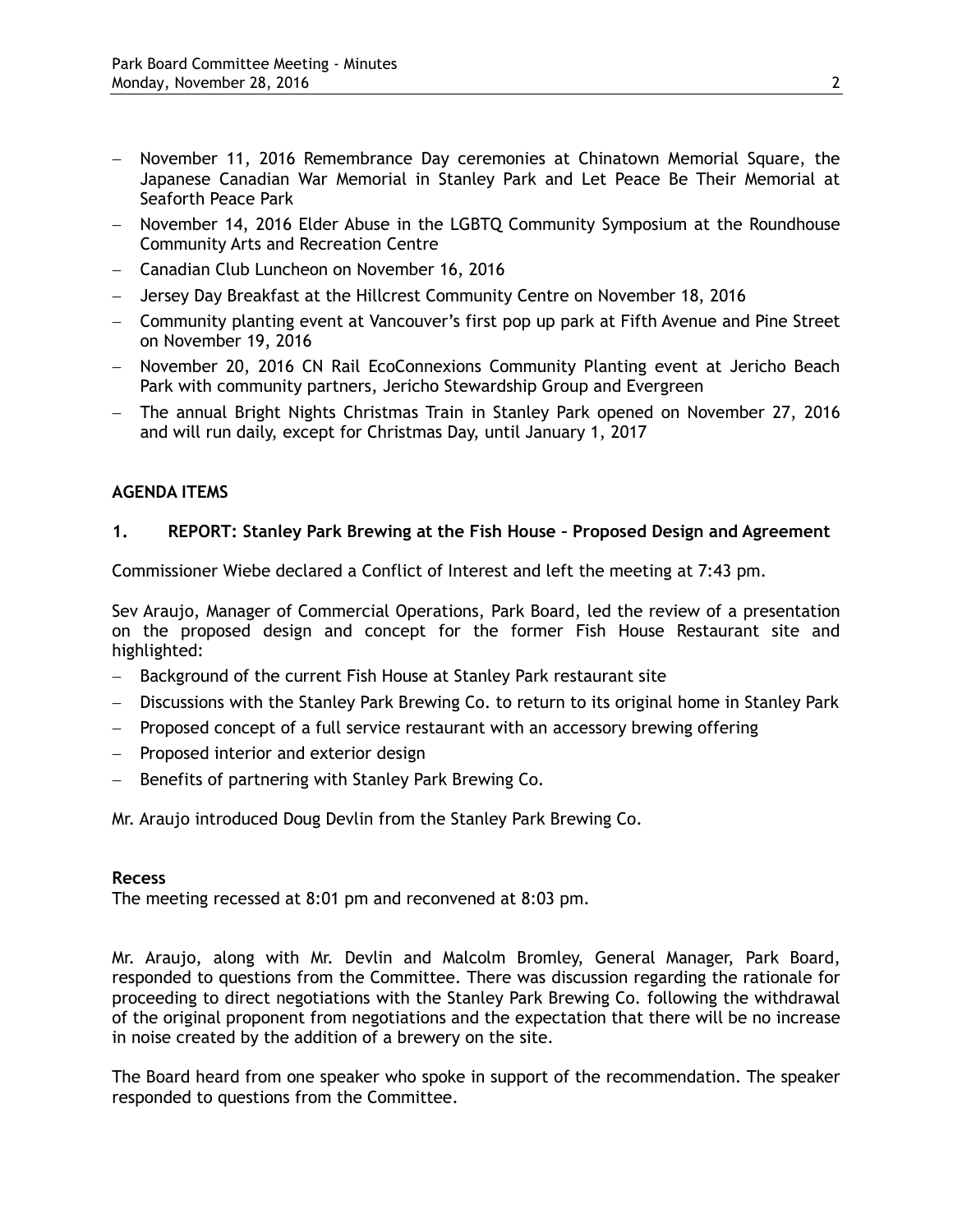- November 11, 2016 Remembrance Day ceremonies at Chinatown Memorial Square, the Japanese Canadian War Memorial in Stanley Park and Let Peace Be Their Memorial at Seaforth Peace Park
- November 14, 2016 Elder Abuse in the LGBTQ Community Symposium at the Roundhouse Community Arts and Recreation Centre
- Canadian Club Luncheon on November 16, 2016
- Jersey Day Breakfast at the Hillcrest Community Centre on November 18, 2016
- Community planting event at Vancouver's first pop up park at Fifth Avenue and Pine Street on November 19, 2016
- November 20, 2016 CN Rail EcoConnexions Community Planting event at Jericho Beach Park with community partners, Jericho Stewardship Group and Evergreen
- The annual Bright Nights Christmas Train in Stanley Park opened on November 27, 2016 and will run daily, except for Christmas Day, until January 1, 2017

## AGENDA ITEMS

### 1. REPORT: Stanley Park Brewing at the Fish House – Proposed Design and Agreement

Commissioner Wiebe declared a Conflict of Interest and left the meeting at 7:43 pm.

Sev Araujo, Manager of Commercial Operations, Park Board, led the review of a presentation on the proposed design and concept for the former Fish House Restaurant site and highlighted:

- Background of the current Fish House at Stanley Park restaurant site
- Discussions with the Stanley Park Brewing Co. to return to its original home in Stanley Park
- Proposed concept of a full service restaurant with an accessory brewing offering
- Proposed interior and exterior design
- Benefits of partnering with Stanley Park Brewing Co.

Mr. Araujo introduced Doug Devlin from the Stanley Park Brewing Co.

**Recess**
The meeting recessed at 8:01 pm and reconvened at 8:03 pm.

Mr. Araujo, along with Mr. Devlin and Malcolm Bromley, General Manager, Park Board, responded to questions from the Committee. There was discussion regarding the rationale for proceeding to direct negotiations with the Stanley Park Brewing Co. following the withdrawal of the original proponent from negotiations and the expectation that there will be no increase in noise created by the addition of a brewery on the site.

The Board heard from one speaker who spoke in support of the recommendation. The speaker responded to questions from the Committee.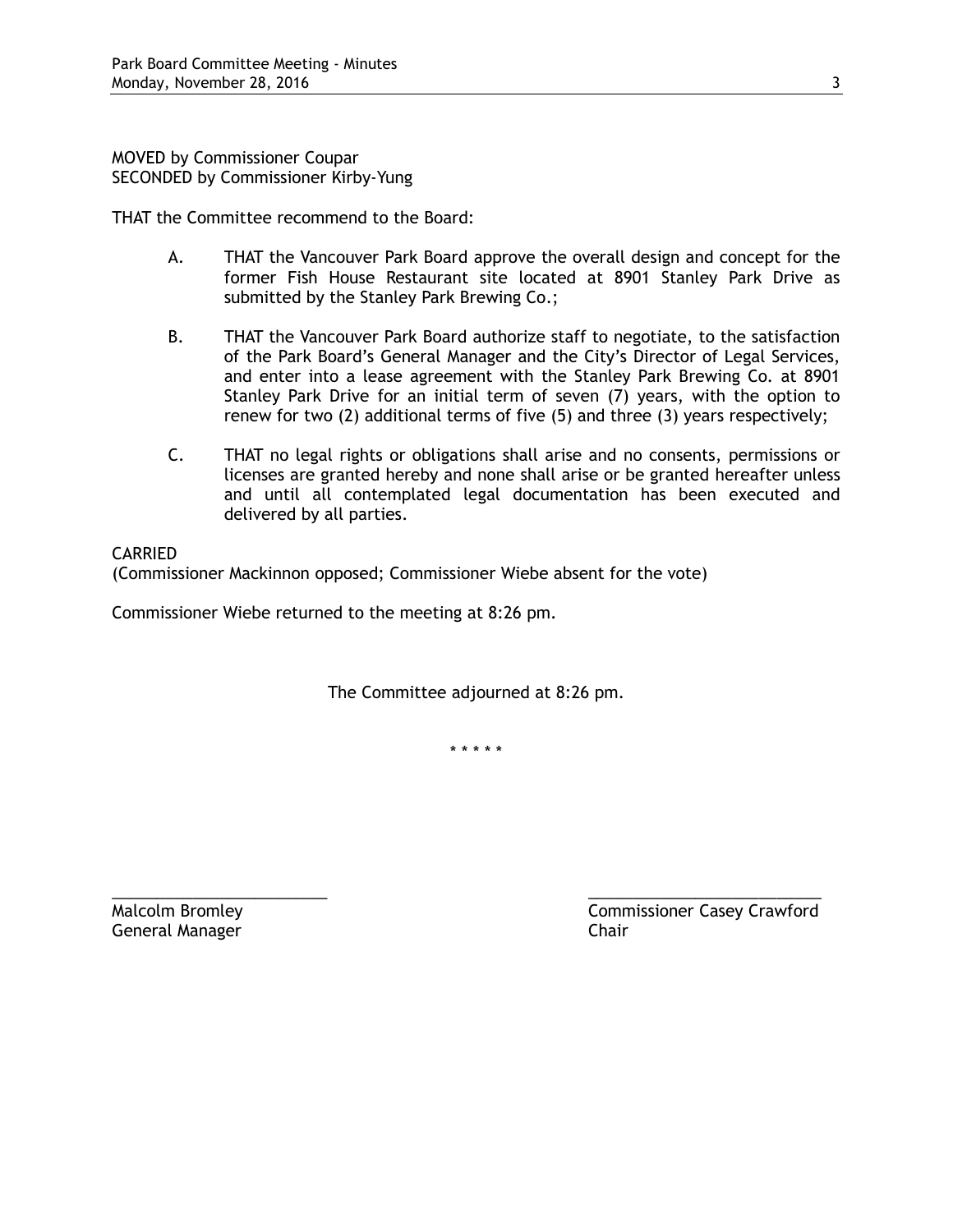MOVED by Commissioner Coupar
SECONDED by Commissioner Kirby-Yung

THAT the Committee recommend to the Board:

A. THAT the Vancouver Park Board approve the overall design and concept for the former Fish House Restaurant site located at 8901 Stanley Park Drive as submitted by the Stanley Park Brewing Co.;

B. THAT the Vancouver Park Board authorize staff to negotiate, to the satisfaction of the Park Board's General Manager and the City's Director of Legal Services, and enter into a lease agreement with the Stanley Park Brewing Co. at 8901 Stanley Park Drive for an initial term of seven (7) years, with the option to renew for two (2) additional terms of five (5) and three (3) years respectively;

C. THAT no legal rights or obligations shall arise and no consents, permissions or licenses are granted hereby and none shall arise or be granted hereafter unless and until all contemplated legal documentation has been executed and delivered by all parties.

CARRIED
(Commissioner Mackinnon opposed; Commissioner Wiebe absent for the vote)

Commissioner Wiebe returned to the meeting at 8:26 pm.

The Committee adjourned at 8:26 pm.

\* \* \* \* \*

Malcolm Bromley
General Manager

Commissioner Casey Crawford
Chair